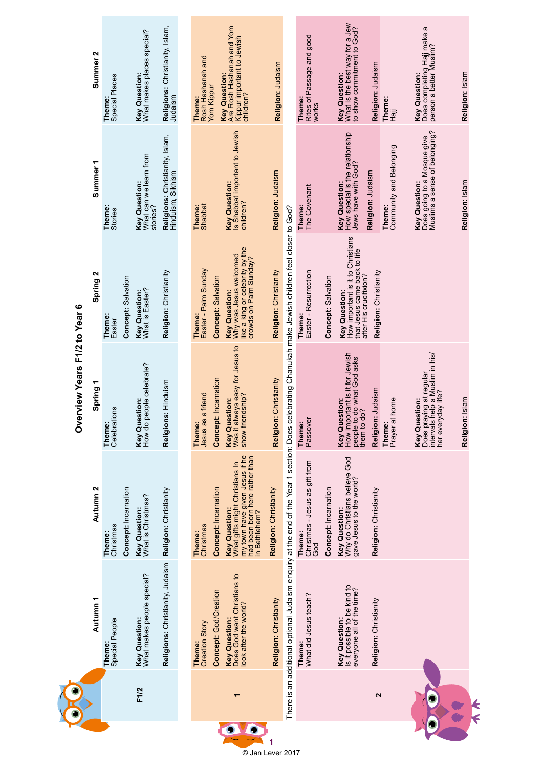# Overview Years F1/2 to Year 6

| | Autumn 1 | Autumn 2 | Spring 1 | Spring 2 | Summer 1 | Summer 2 |
|---|---|---|---|---|---|---|
| F1/2 | **Theme:** Special People<br><br>**Key Question:** What makes people special?<br><br>**Religions:** Christianity, Judaism | **Theme:** Christmas<br><br>**Concept:** Incarnation<br><br>**Key Question:** What is Christmas?<br><br>**Religion:** Christianity | **Theme:** Celebrations<br><br>**Key Question:** How do people celebrate?<br><br>**Religions:** Hinduism | **Theme:** Easter<br><br>**Concept:** Salvation<br><br>**Key Question:** What is Easter?<br><br>**Religion:** Christianity | **Theme:** Stories<br><br>**Key Question:** What can we learn from stories?<br><br>**Religions:** Christianity, Islam, Hinduism, Sikhism | **Theme:** Special Places<br><br>**Key Question:** What makes places special?<br><br>**Religions:** Christianity, Islam, Judaism |
| 1 | **Theme:** Creation Story<br><br>**Concept:** God/Creation<br><br>**Key Question:** Does God want Christians to look after the world?<br><br>**Religion:** Christianity | **Theme:** Christmas<br><br>**Concept:** Incarnation<br><br>**Key Question:** What gifts might Christians in my town have given Jesus if he had been born here rather than in Bethlehem?<br><br>**Religion:** Christianity | **Theme:** Jesus as a friend<br><br>**Concept:** Incarnation<br><br>**Key Question:** Was it always easy for Jesus to show friendship?<br><br>**Religion:** Christianity | **Theme:** Easter - Palm Sunday<br><br>**Concept:** Salvation<br><br>**Key Question:** Why was Jesus welcomed like a king or celebrity by the crowds on Palm Sunday?<br><br>**Religion:** Christianity | **Theme:** Shabbat<br><br>**Key Question:** Is Shabbat important to Jewish children?<br><br>**Religion:** Judaism | **Theme:** Rosh Hashanah and Yom Kippur<br><br>**Key Question:** Are Rosh Hashanah and Yom Kippur important to Jewish children?<br><br>**Religion:** Judaism |
| There is an additional optional Judaism enquiry at the end of the Year 1 section: Does celebrating Chanukah make Jewish children feel closer to God? | | | | | | |
| 2 | **Theme:** What did Jesus teach?<br><br>**Key Question:** Is it possible to be kind to everyone all of the time?<br><br>**Religion:** Christianity | **Theme:** Christmas - Jesus as gift from God<br><br>**Concept:** Incarnation<br><br>**Key Question:** Why do Christians believe God gave Jesus to the world?<br><br>**Religion:** Christianity | **Theme:** Passover<br><br>**Key Question:** How important is it for Jewish people to do what God asks them to do?<br><br>**Religion:** Judaism | **Theme:** Easter - Resurrection<br><br>**Concept:** Salvation<br><br>**Key Question:** How important is it to Christians that Jesus came back to life after His crucifixion?<br><br>**Religion:** Christianity | **Theme:** The Covenant<br><br>**Key Question:** How special is the relationship Jews have with God?<br><br>**Religion:** Judaism | **Theme:** Rites of Passage and good works<br><br>**Key Question:** What is the best way for a Jew to show commitment to God?<br><br>**Religion:** Judaism |
| | | | **Theme:** Prayer at home<br><br>**Key Question:** Does praying at regular intervals help a Muslim in his/her everyday life?<br><br>**Religion:** Islam | | **Theme:** Community and Belonging<br><br>**Key Question:** Does going to a Mosque give Muslims a sense of belonging?<br><br>**Religion:** Islam | **Theme:** Hajj<br><br>**Key Question:** Does completing Hajj make a person a better Muslim?<br><br>**Religion:** Islam |

© Jan Lever 2017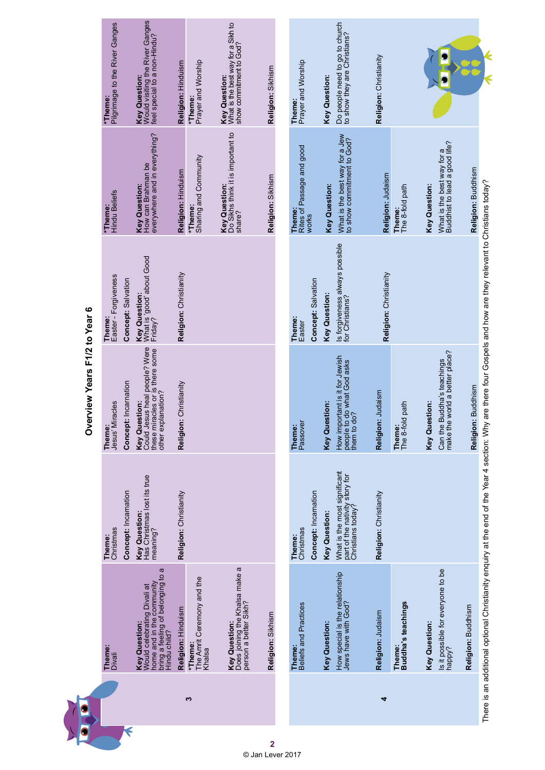# Overview Years F1/2 to Year 6

| Year | Unit 1 | Unit 2 | Unit 3 | Unit 4 | Unit 5 | Unit 6 |
|---|---|---|---|---|---|---|
| 3 | **Theme:** Divali<br><br>**Key Question:** Would celebrating Divali at home and in the community bring a feeling of belonging to a Hindu child?<br><br>**Religion:** Hinduism | **Theme:** Christmas<br><br>**Concept:** Incarnation<br><br>**Key Question:** Has Christmas lost its true meaning?<br><br>**Religion:** Christianity | **Theme:** Jesus' Miracles<br><br>**Concept:** Incarnation<br><br>**Key Question:** Could Jesus heal people? Were these miracles or is there some other explanation?<br><br>**Religion:** Christianity | **Theme:** Easter - Forgiveness<br><br>**Concept:** Salvation<br><br>**Key Question:** What is 'good' about Good Friday?<br><br>**Religion:** Christianity | ***Theme:** Hindu Beliefs<br><br>**Key Question:** How can Brahman be everywhere and in everything?<br><br>**Religion:** Hinduism | ***Theme:** Pilgrimage to the River Ganges<br><br>**Key Question:** Would visiting the River Ganges feel special to a non-Hindu?<br><br>**Religion:** Hinduism |
| | ***Theme:** The Amrit Ceremony and the Khalsa<br><br>**Key Question:** Does joining the Khalsa make a person a better Sikh?<br><br>**Religion:** Sikhism | | | | ***Theme:** Sharing and Community<br><br>**Key Question:** Do Sikhs think it is important to share?<br><br>**Religion:** Sikhism | ***Theme:** Prayer and Worship<br><br>**Key Question:** What is the best way for a Sikh to show commitment to God?<br><br>**Religion:** Sikhism |
| 4 | **Theme:** Beliefs and Practices<br><br>**Key Question:** How special is the relationship Jews have with God?<br><br>**Religion:** Judaism | **Theme:** Christmas<br><br>**Concept:** Incarnation<br><br>**Key Question:** What is the most significant part of the nativity story for Christians today?<br><br>**Religion:** Christianity | **Theme:** Passover<br><br>**Key Question:** How important is it for Jewish people to do what God asks them to do?<br><br>**Religion:** Judaism | **Theme:** Easter<br><br>**Concept:** Salvation<br><br>**Key Question:** Is forgiveness always possible for Christians?<br><br>**Religion:** Christianity | **Theme:** Rites of Passage and good works<br><br>**Key Question:** What is the best way for a Jew to show commitment to God?<br><br>**Religion:** Judaism | **Theme:** Prayer and Worship<br><br>**Key Question:** Do people need to go to church to show they are Christians?<br><br>**Religion:** Christianity |
| | **Theme:** **Buddha's teachings**<br><br>**Key Question:** Is it possible for everyone to be happy?<br><br>**Religion:** Buddhism | | **Theme:** The 8-fold path<br><br>**Key Question:** Can the Buddha's teachings make the world a better place?<br><br>**Religion:** Buddhism | | **Theme:** The 8-fold path<br><br>**Key Question:** What is the best way for a Buddhist to lead a good life?<br><br>**Religion:** Buddhism | |

There is an additional optional Christianity enquiry at the end of the Year 4 section: Why are there four Gospels and how are they relevant to Christians today?

© Jan Lever 2017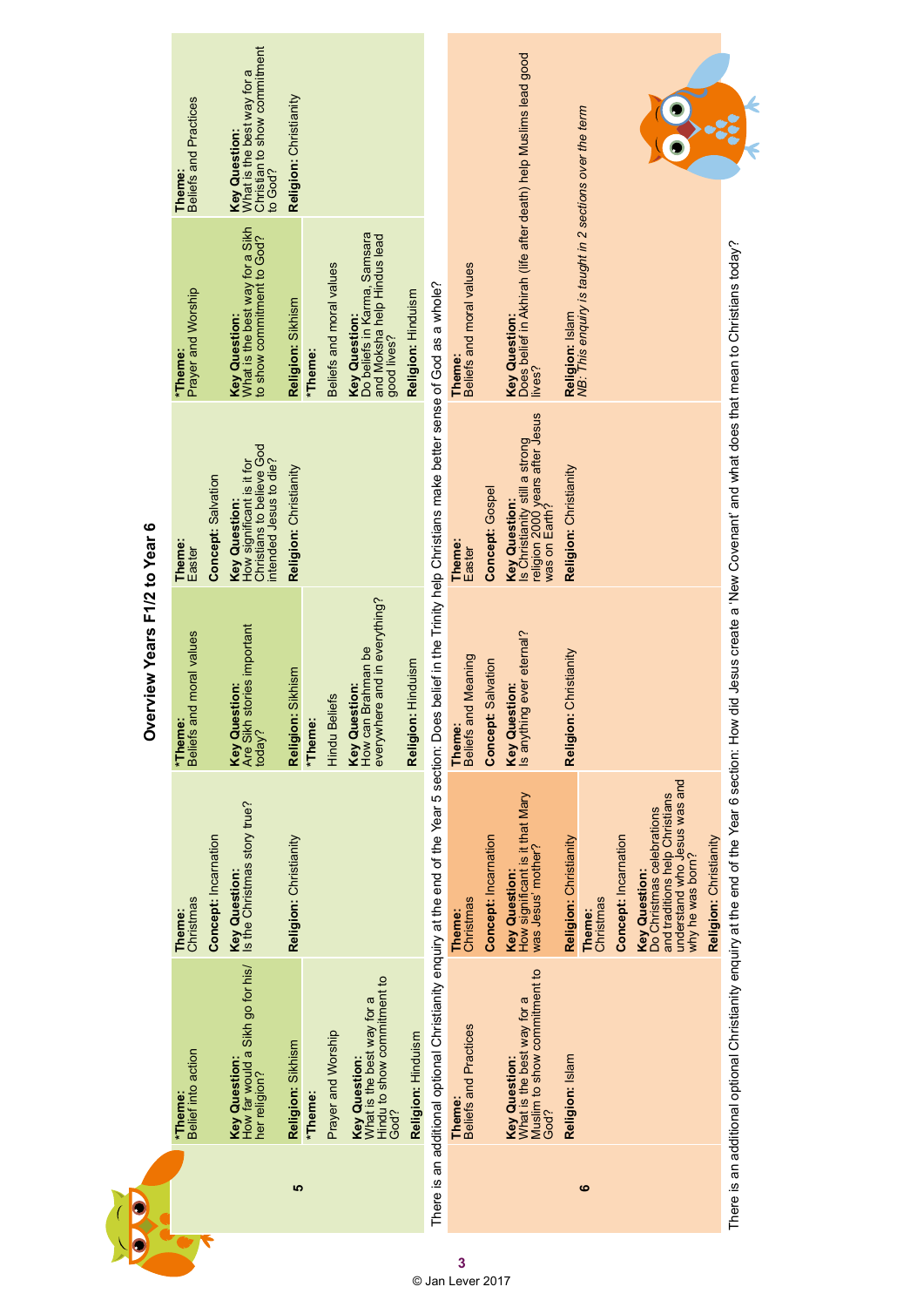# Overview Years F1/2 to Year 6

| Year | Autumn 1 | Autumn 2 | Spring 1 | Spring 2 | Summer 1 | Summer 2 |
|---|---|---|---|---|---|---|
| 5 | ***Theme:** Belief into action<br>**Key Question:** How far would a Sikh go for his/her religion?<br>**Religion:** Sikhism | **Theme:** Christmas<br>**Concept:** Incarnation<br>**Key Question:** Is the Christmas story true?<br>**Religion:** Christianity | ***Theme:** Beliefs and moral values<br>**Key Question:** Are Sikh stories important today?<br>**Religion:** Sikhism | **Theme:** Easter<br>**Concept:** Salvation<br>**Key Question:** How significant is it for Christians to believe God intended Jesus to die?<br>**Religion:** Christianity | ***Theme:** Prayer and Worship<br>**Key Question:** What is the best way for a Sikh to show commitment to God?<br>**Religion:** Sikhism | **Theme:** Beliefs and Practices<br>**Key Question:** What is the best way for a Christian to show commitment to God?<br>**Religion:** Christianity |
| 5 | ***Theme:** Prayer and Worship<br>**Key Question:** What is the best way for a Hindu to show commitment to God?<br>**Religion:** Hinduism | | ***Theme:** Hindu Beliefs<br>**Key Question:** How can Brahman be everywhere and in everything?<br>**Religion:** Hinduism | | ***Theme:** Beliefs and moral values<br>**Key Question:** Do beliefs in Karma, Samsara and Moksha help Hindus lead good lives?<br>**Religion:** Hinduism | |

There is an additional optional Christianity enquiry at the end of the Year 5 section: Does belief in the Trinity help Christians make better sense of God as a whole?

| Year | Autumn 1 | Autumn 2 | Spring 1 | Spring 2 | Summer 1 & 2 |
|---|---|---|---|---|---|
| 6 | **Theme:** Beliefs and Practices<br>**Key Question:** What is the best way for a Muslim to show commitment to God?<br>**Religion:** Islam | **Theme:** Christmas<br>**Concept:** Incarnation<br>**Key Question:** How significant is it that Mary was Jesus' mother?<br>**Religion:** Christianity<br><br>**Theme:** Christmas<br>**Concept:** Incarnation<br>**Key Question:** Do Christmas celebrations and traditions help Christians understand who Jesus was and why he was born?<br>**Religion:** Christianity | **Theme:** Beliefs and Meaning<br>**Concept:** Salvation<br>**Key Question:** Is anything ever eternal?<br>**Religion:** Christianity | **Theme:** Easter<br>**Concept:** Gospel<br>**Key Question:** Is Christianity still a strong religion 2000 years after Jesus was on Earth?<br>**Religion:** Christianity | **Theme:** Beliefs and moral values<br>**Key Question:** Does belief in Akhirah (life after death) help Muslims lead good lives?<br>**Religion:** Islam<br>*NB: This enquiry is taught in 2 sections over the term* |

There is an additional optional Christianity enquiry at the end of the Year 6 section: How did Jesus create a 'New Covenant' and what does that mean to Christians today?

© Jan Lever 2017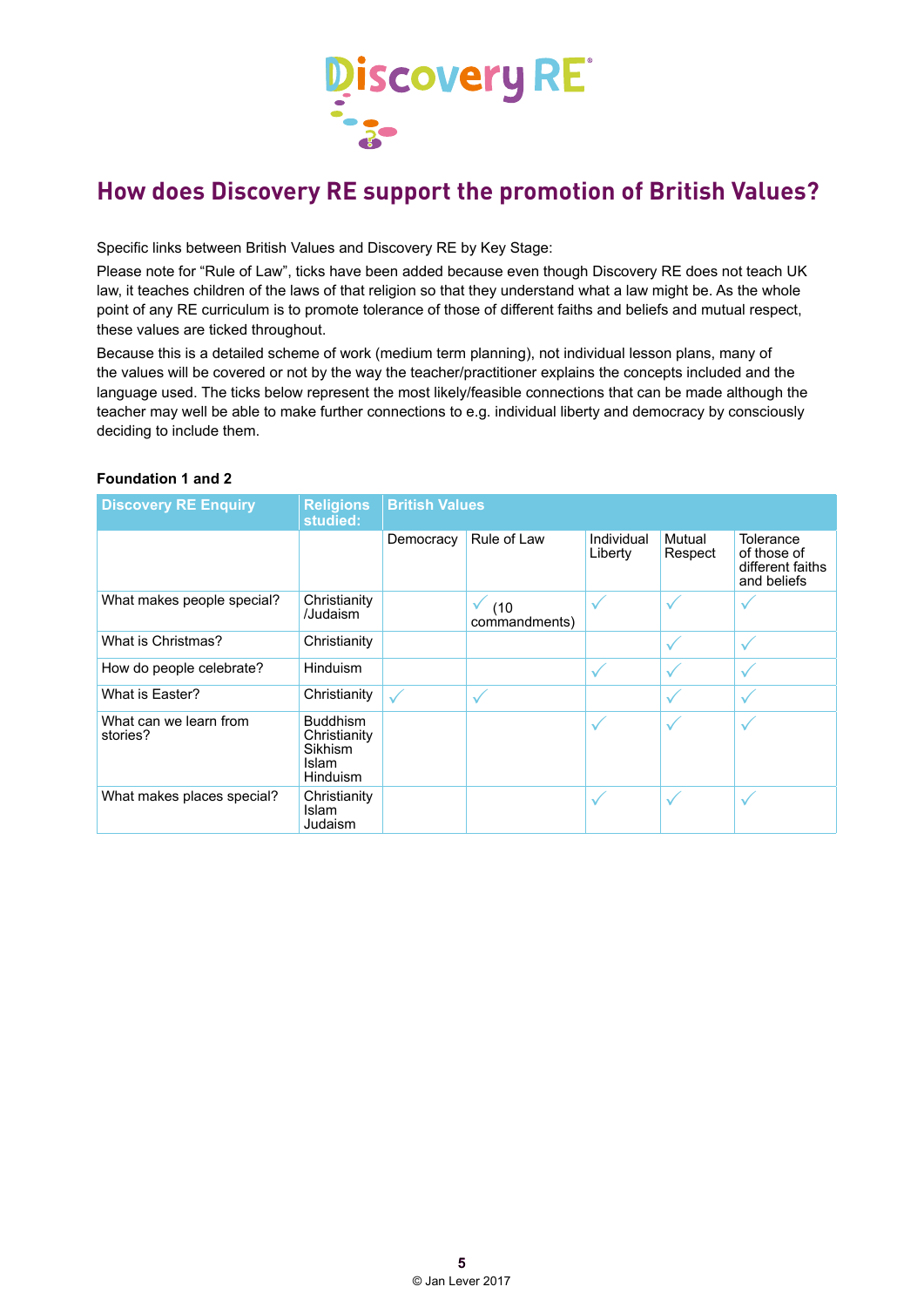# How does Discovery RE support the promotion of British Values?

Specific links between British Values and Discovery RE by Key Stage:

Please note for "Rule of Law", ticks have been added because even though Discovery RE does not teach UK law, it teaches children of the laws of that religion so that they understand what a law might be. As the whole point of any RE curriculum is to promote tolerance of those of different faiths and beliefs and mutual respect, these values are ticked throughout.

Because this is a detailed scheme of work (medium term planning), not individual lesson plans, many of the values will be covered or not by the way the teacher/practitioner explains the concepts included and the language used. The ticks below represent the most likely/feasible connections that can be made although the teacher may well be able to make further connections to e.g. individual liberty and democracy by consciously deciding to include them.

**Foundation 1 and 2**

| Discovery RE Enquiry | Religions studied: | British Values | | | | |
|---|---|---|---|---|---|---|
| | | Democracy | Rule of Law | Individual Liberty | Mutual Respect | Tolerance of those of different faiths and beliefs |
| What makes people special? | Christianity /Judaism | | ✓ (10 commandments) | ✓ | ✓ | ✓ |
| What is Christmas? | Christianity | | | | ✓ | ✓ |
| How do people celebrate? | Hinduism | | | ✓ | ✓ | ✓ |
| What is Easter? | Christianity | ✓ | ✓ | | ✓ | ✓ |
| What can we learn from stories? | Buddhism Christianity Sikhism Islam Hinduism | | | ✓ | ✓ | ✓ |
| What makes places special? | Christianity Islam Judaism | | | ✓ | ✓ | ✓ |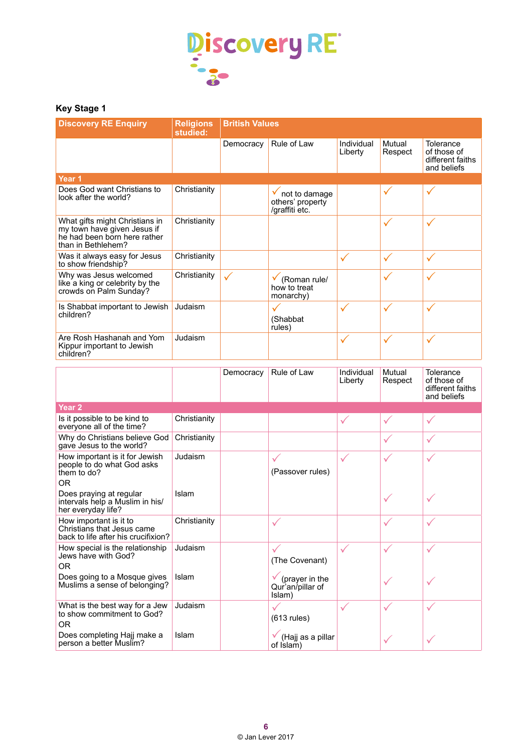Discovery RE

## Key Stage 1

| Discovery RE Enquiry | Religions studied: | British Values | | | | |
|---|---|---|---|---|---|---|
| | | Democracy | Rule of Law | Individual Liberty | Mutual Respect | Tolerance of those of different faiths and beliefs |
| **Year 1** | | | | | | |
| Does God want Christians to look after the world? | Christianity | | ✓ not to damage others' property /graffiti etc. | | ✓ | ✓ |
| What gifts might Christians in my town have given Jesus if he had been born here rather than in Bethlehem? | Christianity | | | | ✓ | ✓ |
| Was it always easy for Jesus to show friendship? | Christianity | | | ✓ | ✓ | ✓ |
| Why was Jesus welcomed like a king or celebrity by the crowds on Palm Sunday? | Christianity | ✓ | ✓ (Roman rule/ how to treat monarchy) | | ✓ | ✓ |
| Is Shabbat important to Jewish children? | Judaism | | ✓ (Shabbat rules) | ✓ | ✓ | ✓ |
| Are Rosh Hashanah and Yom Kippur important to Jewish children? | Judaism | | | ✓ | ✓ | ✓ |

| | | Democracy | Rule of Law | Individual Liberty | Mutual Respect | Tolerance of those of different faiths and beliefs |
|---|---|---|---|---|---|---|
| **Year 2** | | | | | | |
| Is it possible to be kind to everyone all of the time? | Christianity | | | ✓ | ✓ | ✓ |
| Why do Christians believe God gave Jesus to the world? | Christianity | | | | ✓ | ✓ |
| How important is it for Jewish people to do what God asks them to do? | Judaism | | ✓ (Passover rules) | ✓ | ✓ | ✓ |
| OR | | | | | | |
| Does praying at regular intervals help a Muslim in his/ her everyday life? | Islam | | | | ✓ | ✓ |
| How important is it to Christians that Jesus came back to life after his crucifixion? | Christianity | | ✓ | | ✓ | ✓ |
| How special is the relationship Jews have with God? | Judaism | | ✓ (The Covenant) | ✓ | ✓ | ✓ |
| OR | | | | | | |
| Does going to a Mosque gives Muslims a sense of belonging? | Islam | | ✓ (prayer in the Qur'an/pillar of Islam) | | ✓ | ✓ |
| What is the best way for a Jew to show commitment to God? | Judaism | | ✓ (613 rules) | ✓ | ✓ | ✓ |
| OR | | | | | | |
| Does completing Hajj make a person a better Muslim? | Islam | | ✓ (Hajj as a pillar of Islam) | | ✓ | ✓ |

© Jan Lever 2017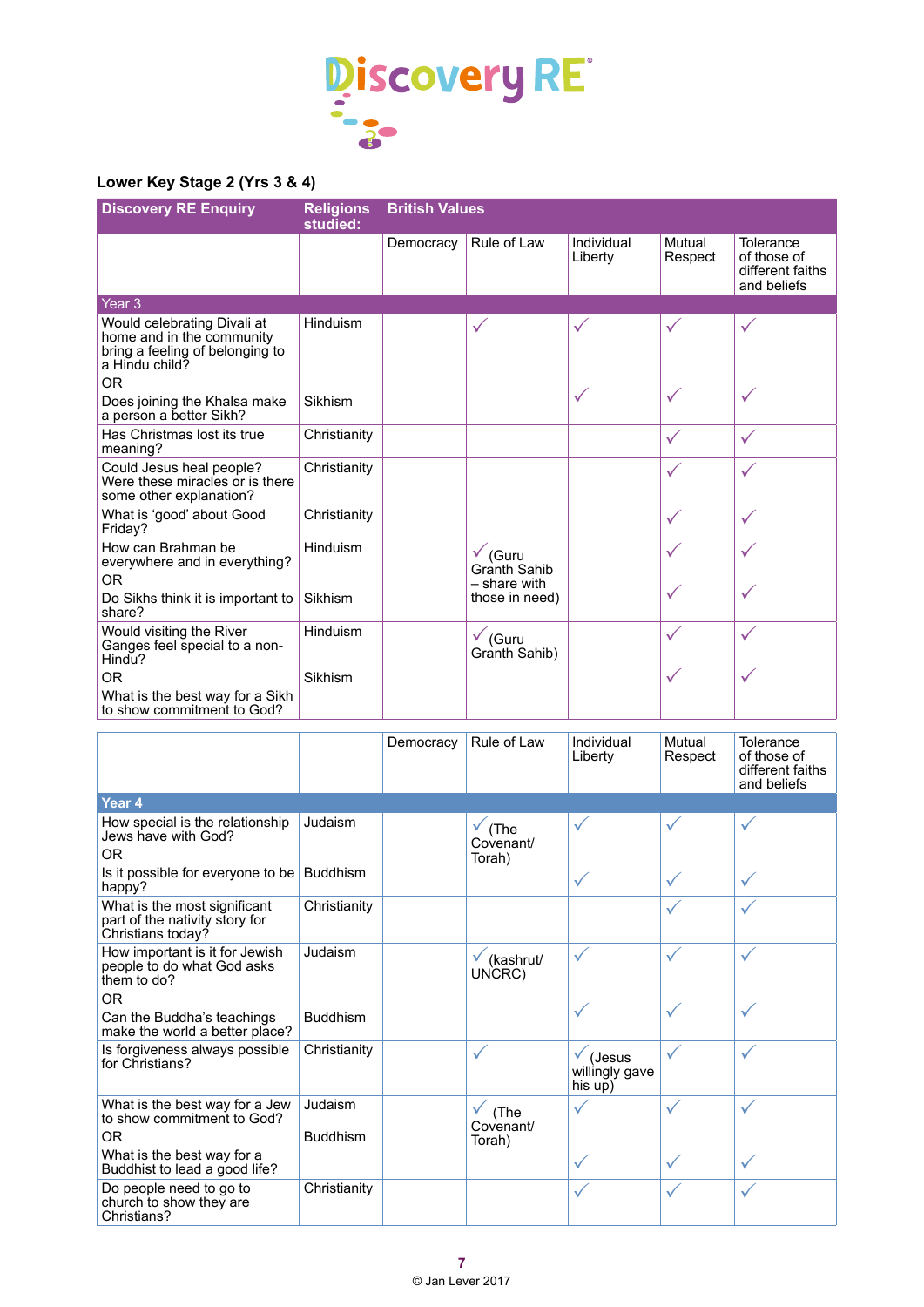## Lower Key Stage 2 (Yrs 3 & 4)

| Discovery RE Enquiry | Religions studied: | British Values | | | | |
|---|---|---|---|---|---|---|
| | | Democracy | Rule of Law | Individual Liberty | Mutual Respect | Tolerance of those of different faiths and beliefs |
| **Year 3** | | | | | | |
| Would celebrating Divali at home and in the community bring a feeling of belonging to a Hindu child? | Hinduism | | ✓ | ✓ | ✓ | ✓ |
| OR Does joining the Khalsa make a person a better Sikh? | Sikhism | | | ✓ | ✓ | ✓ |
| Has Christmas lost its true meaning? | Christianity | | | | ✓ | ✓ |
| Could Jesus heal people? Were these miracles or is there some other explanation? | Christianity | | | | ✓ | ✓ |
| What is 'good' about Good Friday? | Christianity | | | | ✓ | ✓ |
| How can Brahman be everywhere and in everything? | Hinduism | | ✓ (Guru Granth Sahib – share with those in need) | | ✓ | ✓ |
| OR Do Sikhs think it is important to share? | Sikhism | | | | ✓ | ✓ |
| Would visiting the River Ganges feel special to a non-Hindu? | Hinduism | | ✓ (Guru Granth Sahib) | | ✓ | ✓ |
| OR What is the best way for a Sikh to show commitment to God? | Sikhism | | | | ✓ | ✓ |

| | | Democracy | Rule of Law | Individual Liberty | Mutual Respect | Tolerance of those of different faiths and beliefs |
|---|---|---|---|---|---|---|
| **Year 4** | | | | | | |
| How special is the relationship Jews have with God? | Judaism | | ✓ (The Covenant/ Torah) | ✓ | ✓ | ✓ |
| OR Is it possible for everyone to be happy? | Buddhism | | | ✓ | ✓ | ✓ |
| What is the most significant part of the nativity story for Christians today? | Christianity | | | | ✓ | ✓ |
| How important is it for Jewish people to do what God asks them to do? | Judaism | | ✓ (kashrut/ UNCRC) | ✓ | ✓ | ✓ |
| OR Can the Buddha's teachings make the world a better place? | Buddhism | | | ✓ | ✓ | ✓ |
| Is forgiveness always possible for Christians? | Christianity | | ✓ | ✓ (Jesus willingly gave his up) | ✓ | ✓ |
| What is the best way for a Jew to show commitment to God? | Judaism | | ✓ (The Covenant/ Torah) | ✓ | ✓ | ✓ |
| OR What is the best way for a Buddhist to lead a good life? | Buddhism | | | ✓ | ✓ | ✓ |
| Do people need to go to church to show they are Christians? | Christianity | | | ✓ | ✓ | ✓ |

© Jan Lever 2017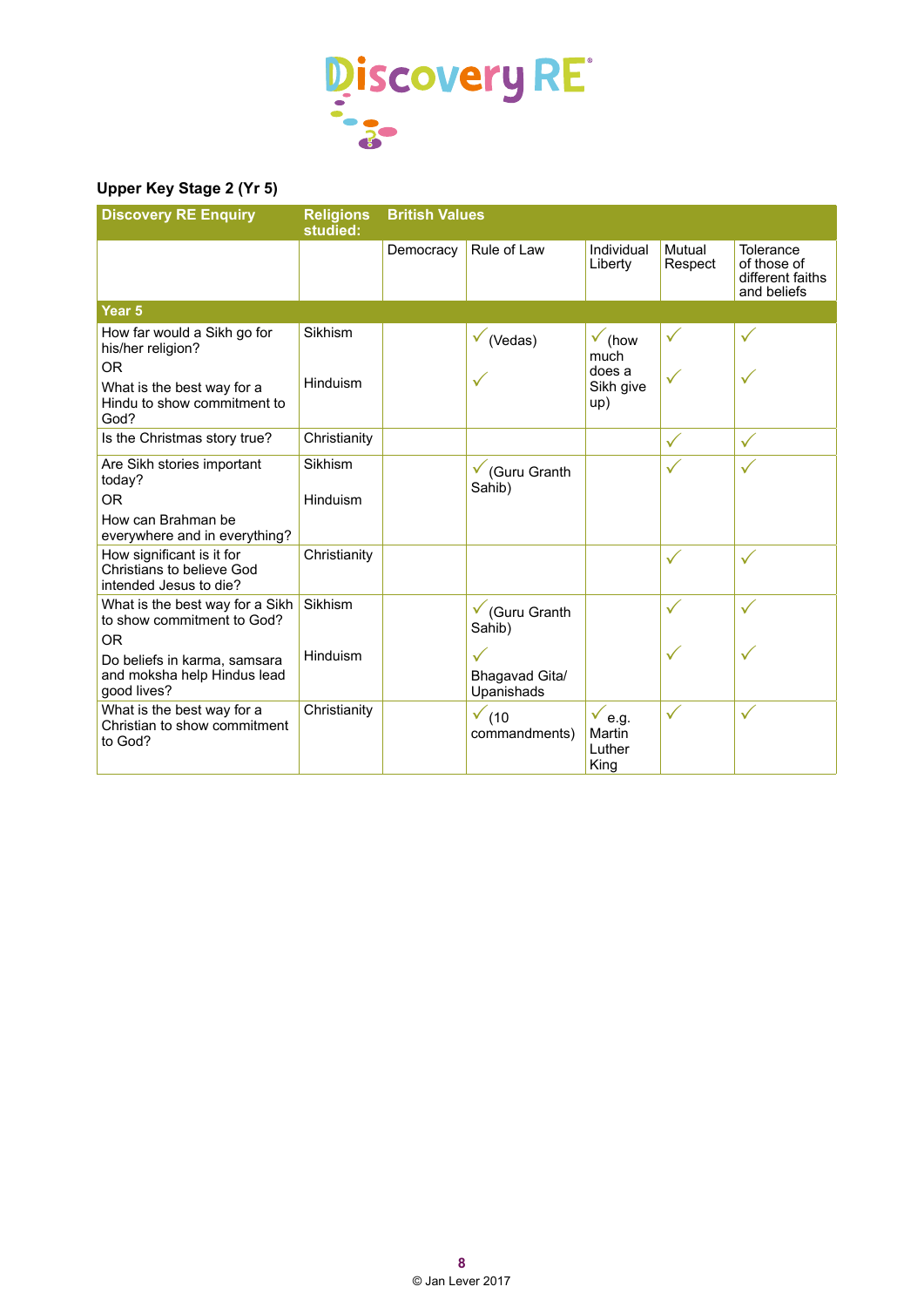## Upper Key Stage 2 (Yr 5)

| Discovery RE Enquiry | Religions studied: | British Values | | | | |
|---|---|---|---|---|---|---|
| | | Democracy | Rule of Law | Individual Liberty | Mutual Respect | Tolerance of those of different faiths and beliefs |
| **Year 5** | | | | | | |
| How far would a Sikh go for his/her religion? OR What is the best way for a Hindu to show commitment to God? | Sikhism / Hinduism | | ✓ (Vedas) ✓ | ✓ (how much does a Sikh give up) | ✓ ✓ | ✓ ✓ |
| Is the Christmas story true? | Christianity | | | | ✓ | ✓ |
| Are Sikh stories important today? OR How can Brahman be everywhere and in everything? | Sikhism / Hinduism | | ✓ (Guru Granth Sahib) | | ✓ | ✓ |
| How significant is it for Christians to believe God intended Jesus to die? | Christianity | | | | ✓ | ✓ |
| What is the best way for a Sikh to show commitment to God? OR Do beliefs in karma, samsara and moksha help Hindus lead good lives? | Sikhism / Hinduism | | ✓ (Guru Granth Sahib) ✓ Bhagavad Gita/ Upanishads | | ✓ ✓ | ✓ ✓ |
| What is the best way for a Christian to show commitment to God? | Christianity | | ✓ (10 commandments) | ✓ e.g. Martin Luther King | ✓ | ✓ |

© Jan Lever 2017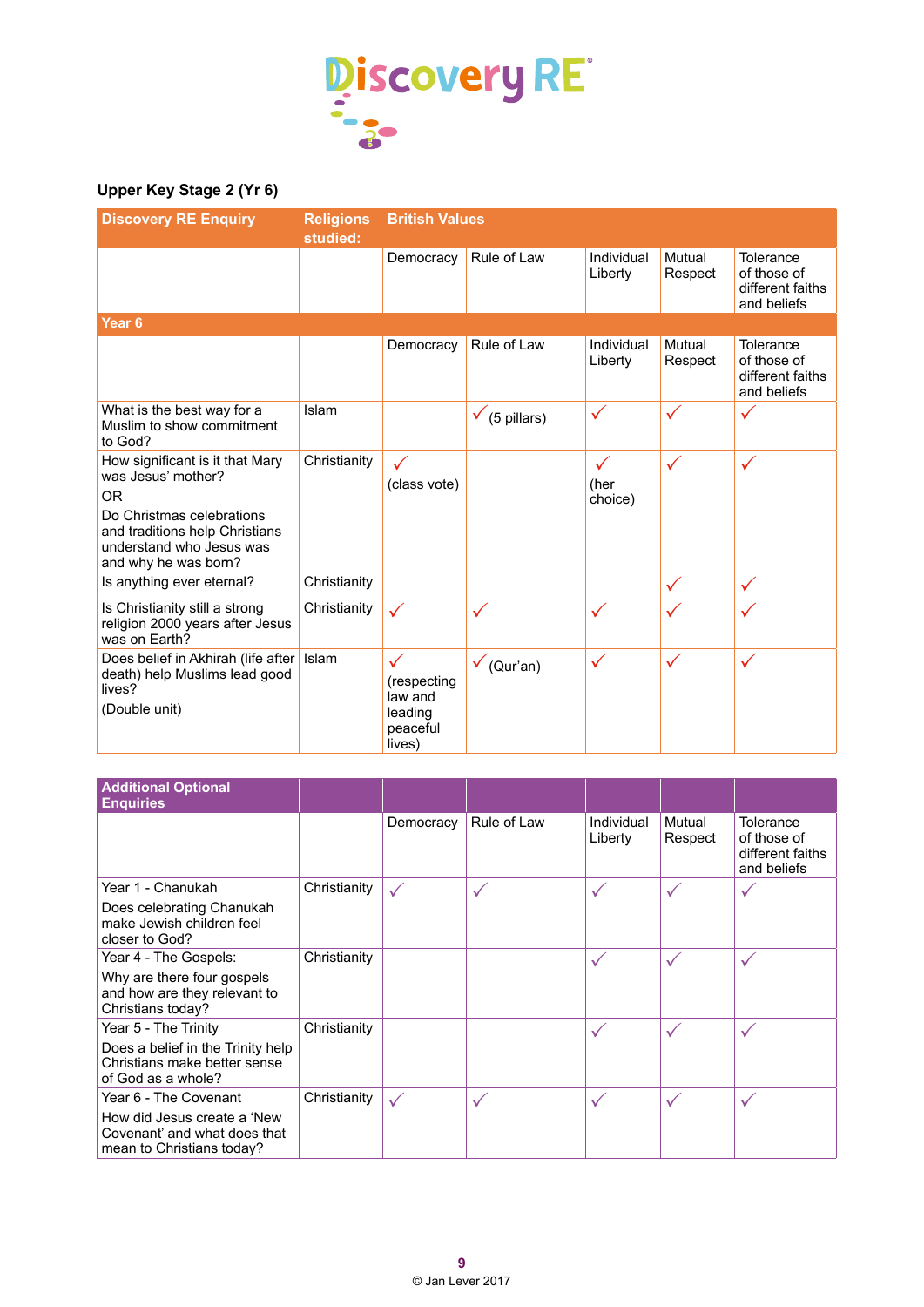Discovery RE

## Upper Key Stage 2 (Yr 6)

| Discovery RE Enquiry | Religions studied: | British Values | | | | |
|---|---|---|---|---|---|---|
| | | Democracy | Rule of Law | Individual Liberty | Mutual Respect | Tolerance of those of different faiths and beliefs |
| **Year 6** | | | | | | |
| | | Democracy | Rule of Law | Individual Liberty | Mutual Respect | Tolerance of those of different faiths and beliefs |
| What is the best way for a Muslim to show commitment to God? | Islam | | ✓ (5 pillars) | ✓ | ✓ | ✓ |
| How significant is it that Mary was Jesus' mother? OR Do Christmas celebrations and traditions help Christians understand who Jesus was and why he was born? | Christianity | ✓ (class vote) | | ✓ (her choice) | ✓ | ✓ |
| Is anything ever eternal? | Christianity | | | | ✓ | ✓ |
| Is Christianity still a strong religion 2000 years after Jesus was on Earth? | Christianity | ✓ | ✓ | ✓ | ✓ | ✓ |
| Does belief in Akhirah (life after death) help Muslims lead good lives? (Double unit) | Islam | ✓ (respecting law and leading peaceful lives) | ✓ (Qur'an) | ✓ | ✓ | ✓ |

| Additional Optional Enquiries | | | | | | |
|---|---|---|---|---|---|---|
| | | Democracy | Rule of Law | Individual Liberty | Mutual Respect | Tolerance of those of different faiths and beliefs |
| Year 1 - Chanukah<br>Does celebrating Chanukah make Jewish children feel closer to God? | Christianity | ✓ | ✓ | ✓ | ✓ | ✓ |
| Year 4 - The Gospels:<br>Why are there four gospels and how are they relevant to Christians today? | Christianity | | | ✓ | ✓ | ✓ |
| Year 5 - The Trinity<br>Does a belief in the Trinity help Christians make better sense of God as a whole? | Christianity | | | ✓ | ✓ | ✓ |
| Year 6 - The Covenant<br>How did Jesus create a 'New Covenant' and what does that mean to Christians today? | Christianity | ✓ | ✓ | ✓ | ✓ | ✓ |

© Jan Lever 2017